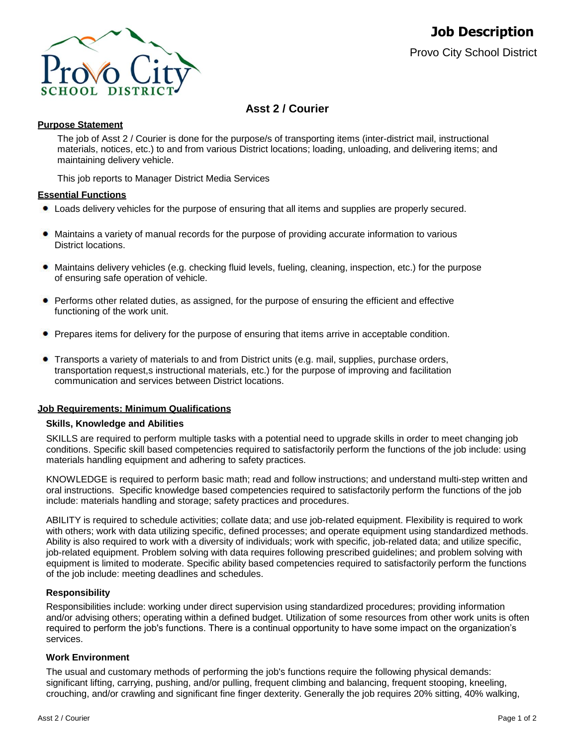# Job Description

Provo City School District

## Asst 2 / Courier

### Purpose Statement

The job of Asst 2 / Courier is done for the purpose/s of transporting items (inter-district mail, instructional materials, notices, etc.) to and from various District locations; loading, unloading, and delivering items; and maintaining delivery vehicle.

This job reports to Manager District Media Services

### Essential Functions

- Loads delivery vehicles for the purpose of ensuring that all items and supplies are properly secured.
- Maintains a variety of manual records for the purpose of providing accurate information to various District locations.
- Maintains delivery vehicles (e.g. checking fluid levels, fueling, cleaning, inspection, etc.) for the purpose of ensuring safe operation of vehicle.
- Performs other related duties, as assigned, for the purpose of ensuring the efficient and effective functioning of the work unit.
- Prepares items for delivery for the purpose of ensuring that items arrive in acceptable condition.
- Transports a variety of materials to and from District units (e.g. mail, supplies, purchase orders, transportation request,s instructional materials, etc.) for the purpose of improving and facilitation communication and services between District locations.

### Job Requirements: Minimum Qualifications

#### Skills, Knowledge and Abilities

SKILLS are required to perform multiple tasks with a potential need to upgrade skills in order to meet changing job conditions. Specific skill based competencies required to satisfactorily perform the functions of the job include: using materials handling equipment and adhering to safety practices.

KNOWLEDGE is required to perform basic math; read and follow instructions; and understand multi-step written and oral instructions. Specific knowledge based competencies required to satisfactorily perform the functions of the job include: materials handling and storage; safety practices and procedures.

ABILITY is required to schedule activities; collate data; and use job-related equipment. Flexibility is required to work with others; work with data utilizing specific, defined processes; and operate equipment using standardized methods. Ability is also required to work with a diversity of individuals; work with specific, job-related data; and utilize specific, job-related equipment. Problem solving with data requires following prescribed guidelines; and problem solving with equipment is limited to moderate. Specific ability based competencies required to satisfactorily perform the functions of the job include: meeting deadlines and schedules.

#### Responsibility

Responsibilities include: working under direct supervision using standardized procedures; providing information and/or advising others; operating within a defined budget. Utilization of some resources from other work units is often required to perform the job's functions. There is a continual opportunity to have some impact on the organization's services.

#### Work Environment

The usual and customary methods of performing the job's functions require the following physical demands: significant lifting, carrying, pushing, and/or pulling, frequent climbing and balancing, frequent stooping, kneeling, crouching, and/or crawling and significant fine finger dexterity. Generally the job requires 20% sitting, 40% walking,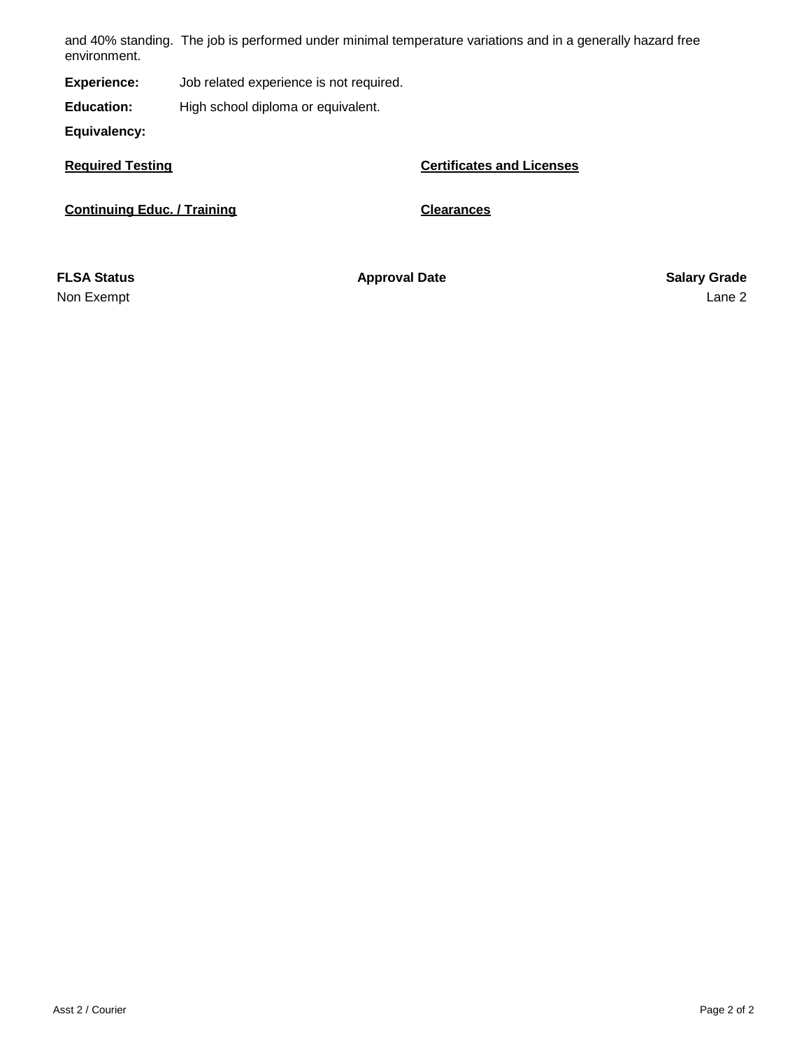and 40% standing. The job is performed under minimal temperature variations and in a generally hazard free environment.

**Experience:** Job related experience is not required.

**Education:** High school diploma or equivalent.

**Equivalency:**

**Required Testing**

**Certificates and Licenses**

**Continuing Educ. / Training**

**Clearances**

| FLSA Status | Approval Date | Salary Grade |
|---|---|---|
| Non Exempt | | Lane 2 |